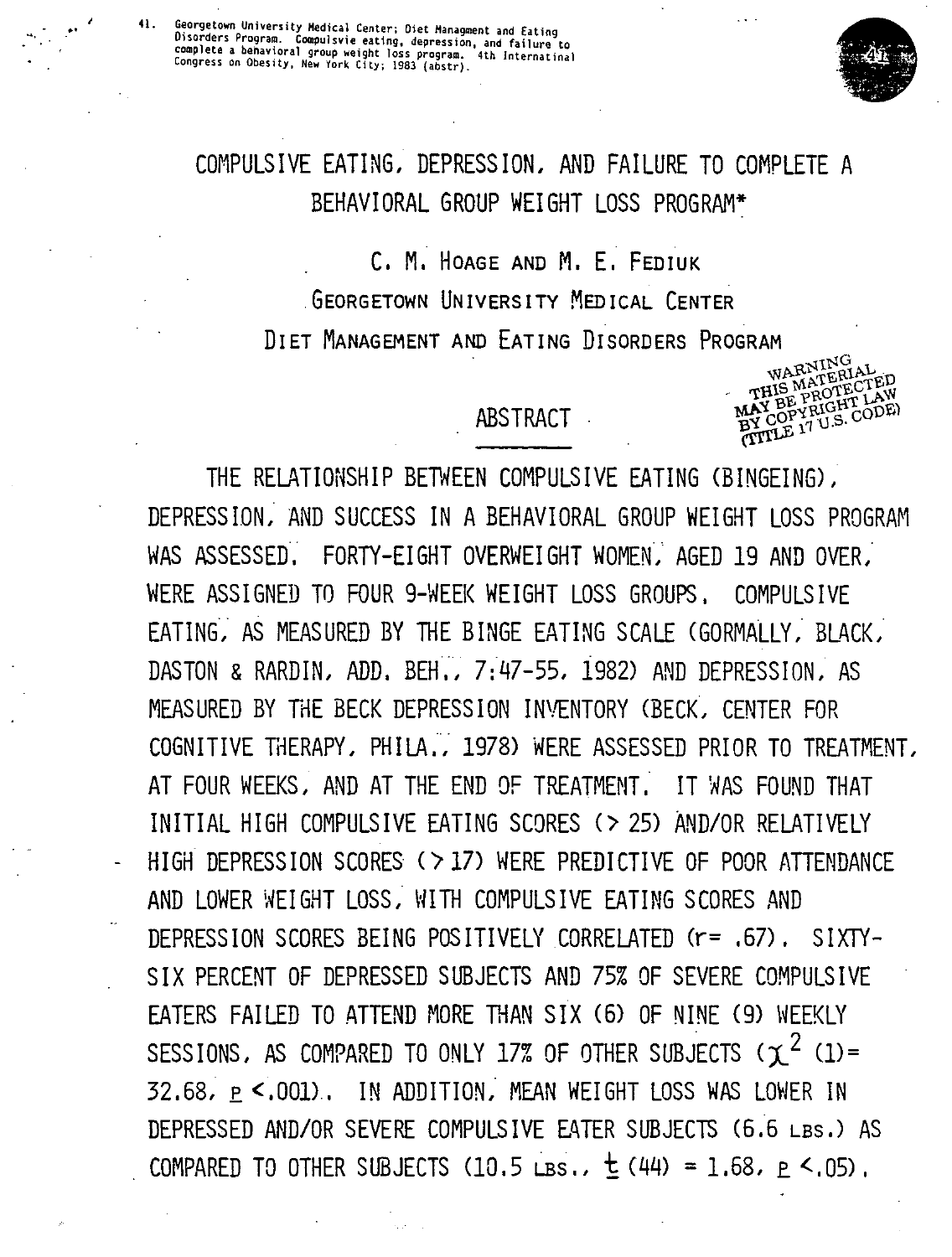41\. Georgetown University Medical Center; Diet Managment and Eating Disorders Program. Compulsvie eating, depression, and failure to complete a behavioral group weight loss program. 4th Internatinal Congress on Obesity, New York City; 1983 (abstr).

# COMPULSIVE EATING, DEPRESSION, AND FAILURE TO COMPLETE A BEHAVIORAL GROUP WEIGHT LOSS PROGRAM*

C. M. HOAGE AND M. E. FEDIUK

GEORGETOWN UNIVERSITY MEDICAL CENTER

DIET MANAGEMENT AND EATING DISORDERS PROGRAM

WARNING THIS MATERIAL MAY BE PROTECTED BY COPYRIGHT LAW (TITLE 17 U.S. CODE)

## ABSTRACT

THE RELATIONSHIP BETWEEN COMPULSIVE EATING (BINGEING), DEPRESSION, AND SUCCESS IN A BEHAVIORAL GROUP WEIGHT LOSS PROGRAM WAS ASSESSED. FORTY-EIGHT OVERWEIGHT WOMEN, AGED 19 AND OVER, WERE ASSIGNED TO FOUR 9-WEEK WEIGHT LOSS GROUPS. COMPULSIVE EATING, AS MEASURED BY THE BINGE EATING SCALE (GORMALLY, BLACK, DASTON & RARDIN, ADD. BEH., 7:47-55, 1982) AND DEPRESSION, AS MEASURED BY THE BECK DEPRESSION INVENTORY (BECK, CENTER FOR COGNITIVE THERAPY, PHILA., 1978) WERE ASSESSED PRIOR TO TREATMENT, AT FOUR WEEKS, AND AT THE END OF TREATMENT. IT WAS FOUND THAT INITIAL HIGH COMPULSIVE EATING SCORES (> 25) AND/OR RELATIVELY HIGH DEPRESSION SCORES (> 17) WERE PREDICTIVE OF POOR ATTENDANCE AND LOWER WEIGHT LOSS, WITH COMPULSIVE EATING SCORES AND DEPRESSION SCORES BEING POSITIVELY CORRELATED ($r = .67$). SIXTY-SIX PERCENT OF DEPRESSED SUBJECTS AND 75% OF SEVERE COMPULSIVE EATERS FAILED TO ATTEND MORE THAN SIX (6) OF NINE (9) WEEKLY SESSIONS, AS COMPARED TO ONLY 17% OF OTHER SUBJECTS ($\chi^2$ (1) = 32.68, $p < .001$). IN ADDITION, MEAN WEIGHT LOSS WAS LOWER IN DEPRESSED AND/OR SEVERE COMPULSIVE EATER SUBJECTS (6.6 LBS.) AS COMPARED TO OTHER SUBJECTS (10.5 LBS., $t$ (44) = 1.68, $p < .05$).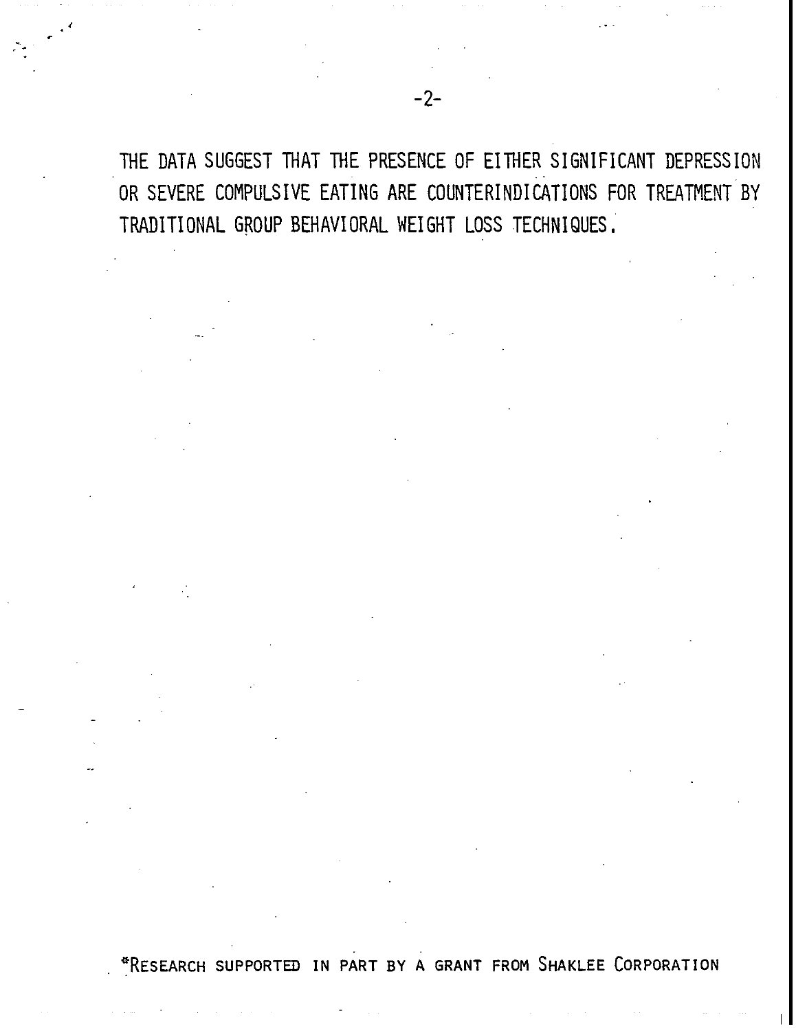THE DATA SUGGEST THAT THE PRESENCE OF EITHER SIGNIFICANT DEPRESSION OR SEVERE COMPULSIVE EATING ARE COUNTERINDICATIONS FOR TREATMENT BY TRADITIONAL GROUP BEHAVIORAL WEIGHT LOSS TECHNIQUES.

*RESEARCH SUPPORTED IN PART BY A GRANT FROM SHAKLEE CORPORATION